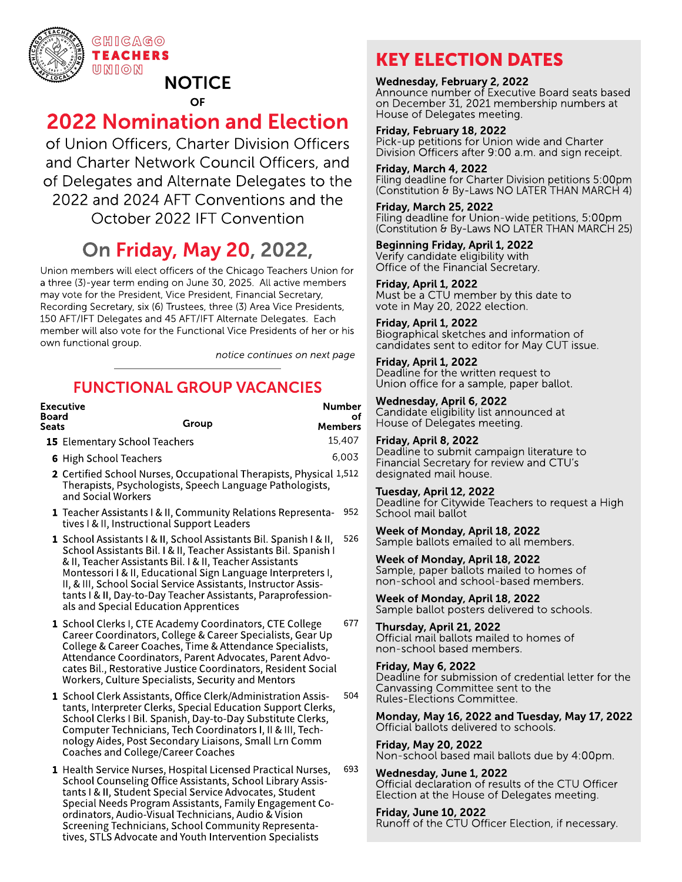CHICAGO TEACHERS UNION

# NOTICE

OF

# 2022 Nomination and Election

of Union Officers, Charter Division Officers and Charter Network Council Officers, and of Delegates and Alternate Delegates to the 2022 and 2024 AFT Conventions and the October 2022 IFT Convention

## On Friday, May 20, 2022,

Union members will elect officers of the Chicago Teachers Union for a three (3)-year term ending on June 30, 2025. All active members may vote for the President, Vice President, Financial Secretary, Recording Secretary, six (6) Trustees, three (3) Area Vice Presidents, 150 AFT/IFT Delegates and 45 AFT/IFT Alternate Delegates. Each member will also vote for the Functional Vice Presidents of her or his own functional group.

*notice continues on next page*

## FUNCTIONAL GROUP VACANCIES

| Executive Board Seats | Group | Number of Members |
|---|---|---|
| 15 | Elementary School Teachers | 15,407 |
| 6 | High School Teachers | 6,003 |
| 2 | Certified School Nurses, Occupational Therapists, Physical Therapists, Psychologists, Speech Language Pathologists, and Social Workers | 1,512 |
| 1 | Teacher Assistants I & II, Community Relations Representatives I & II, Instructional Support Leaders | 952 |
| 1 | School Assistants I & II, School Assistants Bil. Spanish I & II, School Assistants Bil. I & II, Teacher Assistants Bil. Spanish I & II, Teacher Assistants Bil. I & II, Teacher Assistants Montessori I & II, Educational Sign Language Interpreters I, II, & III, School Social Service Assistants, Instructor Assistants I & II, Day-to-Day Teacher Assistants, Paraprofessionals and Special Education Apprentices | 526 |
| 1 | School Clerks I, CTE Academy Coordinators, CTE College Career Coordinators, College & Career Specialists, Gear Up College & Career Coaches, Time & Attendance Specialists, Attendance Coordinators, Parent Advocates, Parent Advocates Bil., Restorative Justice Coordinators, Resident Social Workers, Culture Specialists, Security and Mentors | 677 |
| 1 | School Clerk Assistants, Office Clerk/Administration Assistants, Interpreter Clerks, Special Education Support Clerks, School Clerks I Bil. Spanish, Day-to-Day Substitute Clerks, Computer Technicians, Tech Coordinators I, II & III, Technology Aides, Post Secondary Liaisons, Small Lrn Comm Coaches and College/Career Coaches | 504 |
| 1 | Health Service Nurses, Hospital Licensed Practical Nurses, School Counseling Office Assistants, School Library Assistants I & II, Student Special Service Advocates, Student Special Needs Program Assistants, Family Engagement Coordinators, Audio-Visual Technicians, Audio & Vision Screening Technicians, School Community Representatives, STLS Advocate and Youth Intervention Specialists | 693 |

## KEY ELECTION DATES

**Wednesday, February 2, 2022**
Announce number of Executive Board seats based on December 31, 2021 membership numbers at House of Delegates meeting.

**Friday, February 18, 2022**
Pick-up petitions for Union wide and Charter Division Officers after 9:00 a.m. and sign receipt.

**Friday, March 4, 2022**
Filing deadline for Charter Division petitions 5:00pm (Constitution & By-Laws NO LATER THAN MARCH 4)

**Friday, March 25, 2022**
Filing deadline for Union-wide petitions, 5:00pm (Constitution & By-Laws NO LATER THAN MARCH 25)

**Beginning Friday, April 1, 2022**
Verify candidate eligibility with Office of the Financial Secretary.

**Friday, April 1, 2022**
Must be a CTU member by this date to vote in May 20, 2022 election.

**Friday, April 1, 2022**
Biographical sketches and information of candidates sent to editor for May CUT issue.

**Friday, April 1, 2022**
Deadline for the written request to Union office for a sample, paper ballot.

**Wednesday, April 6, 2022**
Candidate eligibility list announced at House of Delegates meeting.

**Friday, April 8, 2022**
Deadline to submit campaign literature to Financial Secretary for review and CTU's designated mail house.

**Tuesday, April 12, 2022**
Deadline for Citywide Teachers to request a High School mail ballot

**Week of Monday, April 18, 2022**
Sample ballots emailed to all members.

**Week of Monday, April 18, 2022**
Sample, paper ballots mailed to homes of non-school and school-based members.

**Week of Monday, April 18, 2022**
Sample ballot posters delivered to schools.

**Thursday, April 21, 2022**
Official mail ballots mailed to homes of non-school based members.

**Friday, May 6, 2022**
Deadline for submission of credential letter for the Canvassing Committee sent to the Rules-Elections Committee.

**Monday, May 16, 2022 and Tuesday, May 17, 2022**
Official ballots delivered to schools.

**Friday, May 20, 2022**
Non-school based mail ballots due by 4:00pm.

**Wednesday, June 1, 2022**
Official declaration of results of the CTU Officer Election at the House of Delegates meeting.

**Friday, June 10, 2022**
Runoff of the CTU Officer Election, if necessary.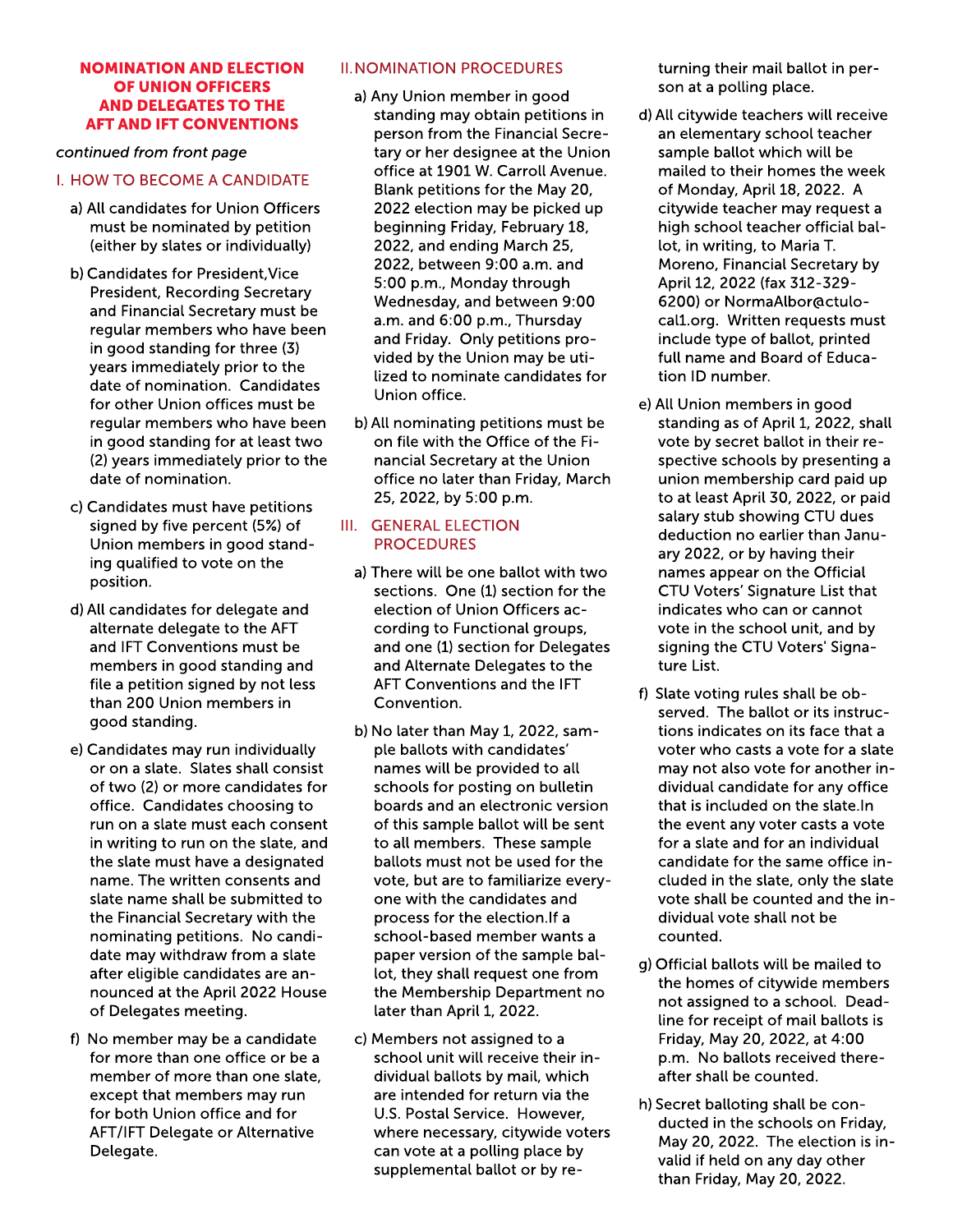## NOMINATION AND ELECTION OF UNION OFFICERS AND DELEGATES TO THE AFT AND IFT CONVENTIONS

*continued from front page*

### I. HOW TO BECOME A CANDIDATE

a) All candidates for Union Officers must be nominated by petition (either by slates or individually)

b) Candidates for President,Vice President, Recording Secretary and Financial Secretary must be regular members who have been in good standing for three (3) years immediately prior to the date of nomination. Candidates for other Union offices must be regular members who have been in good standing for at least two (2) years immediately prior to the date of nomination.

c) Candidates must have petitions signed by five percent (5%) of Union members in good standing qualified to vote on the position.

d) All candidates for delegate and alternate delegate to the AFT and IFT Conventions must be members in good standing and file a petition signed by not less than 200 Union members in good standing.

e) Candidates may run individually or on a slate. Slates shall consist of two (2) or more candidates for office. Candidates choosing to run on a slate must each consent in writing to run on the slate, and the slate must have a designated name. The written consents and slate name shall be submitted to the Financial Secretary with the nominating petitions. No candidate may withdraw from a slate after eligible candidates are announced at the April 2022 House of Delegates meeting.

f) No member may be a candidate for more than one office or be a member of more than one slate, except that members may run for both Union office and for AFT/IFT Delegate or Alternative Delegate.

### II. NOMINATION PROCEDURES

a) Any Union member in good standing may obtain petitions in person from the Financial Secretary or her designee at the Union office at 1901 W. Carroll Avenue. Blank petitions for the May 20, 2022 election may be picked up beginning Friday, February 18, 2022, and ending March 25, 2022, between 9:00 a.m. and 5:00 p.m., Monday through Wednesday, and between 9:00 a.m. and 6:00 p.m., Thursday and Friday. Only petitions provided by the Union may be utilized to nominate candidates for Union office.

b) All nominating petitions must be on file with the Office of the Financial Secretary at the Union office no later than Friday, March 25, 2022, by 5:00 p.m.

### III. GENERAL ELECTION PROCEDURES

a) There will be one ballot with two sections. One (1) section for the election of Union Officers according to Functional groups, and one (1) section for Delegates and Alternate Delegates to the AFT Conventions and the IFT Convention.

b) No later than May 1, 2022, sample ballots with candidates' names will be provided to all schools for posting on bulletin boards and an electronic version of this sample ballot will be sent to all members. These sample ballots must not be used for the vote, but are to familiarize everyone with the candidates and process for the election.If a school-based member wants a paper version of the sample ballot, they shall request one from the Membership Department no later than April 1, 2022.

c) Members not assigned to a school unit will receive their individual ballots by mail, which are intended for return via the U.S. Postal Service. However, where necessary, citywide voters can vote at a polling place by supplemental ballot or by returning their mail ballot in person at a polling place.

d) All citywide teachers will receive an elementary school teacher sample ballot which will be mailed to their homes the week of Monday, April 18, 2022. A citywide teacher may request a high school teacher official ballot, in writing, to Maria T. Moreno, Financial Secretary by April 12, 2022 (fax 312-329-6200) or NormaAlbor@ctulocal1.org. Written requests must include type of ballot, printed full name and Board of Education ID number.

e) All Union members in good standing as of April 1, 2022, shall vote by secret ballot in their respective schools by presenting a union membership card paid up to at least April 30, 2022, or paid salary stub showing CTU dues deduction no earlier than January 2022, or by having their names appear on the Official CTU Voters' Signature List that indicates who can or cannot vote in the school unit, and by signing the CTU Voters' Signature List.

f) Slate voting rules shall be observed. The ballot or its instructions indicates on its face that a voter who casts a vote for a slate may not also vote for another individual candidate for any office that is included on the slate.In the event any voter casts a vote for a slate and for an individual candidate for the same office included in the slate, only the slate vote shall be counted and the individual vote shall not be counted.

g) Official ballots will be mailed to the homes of citywide members not assigned to a school. Deadline for receipt of mail ballots is Friday, May 20, 2022, at 4:00 p.m. No ballots received thereafter shall be counted.

h) Secret balloting shall be conducted in the schools on Friday, May 20, 2022. The election is invalid if held on any day other than Friday, May 20, 2022.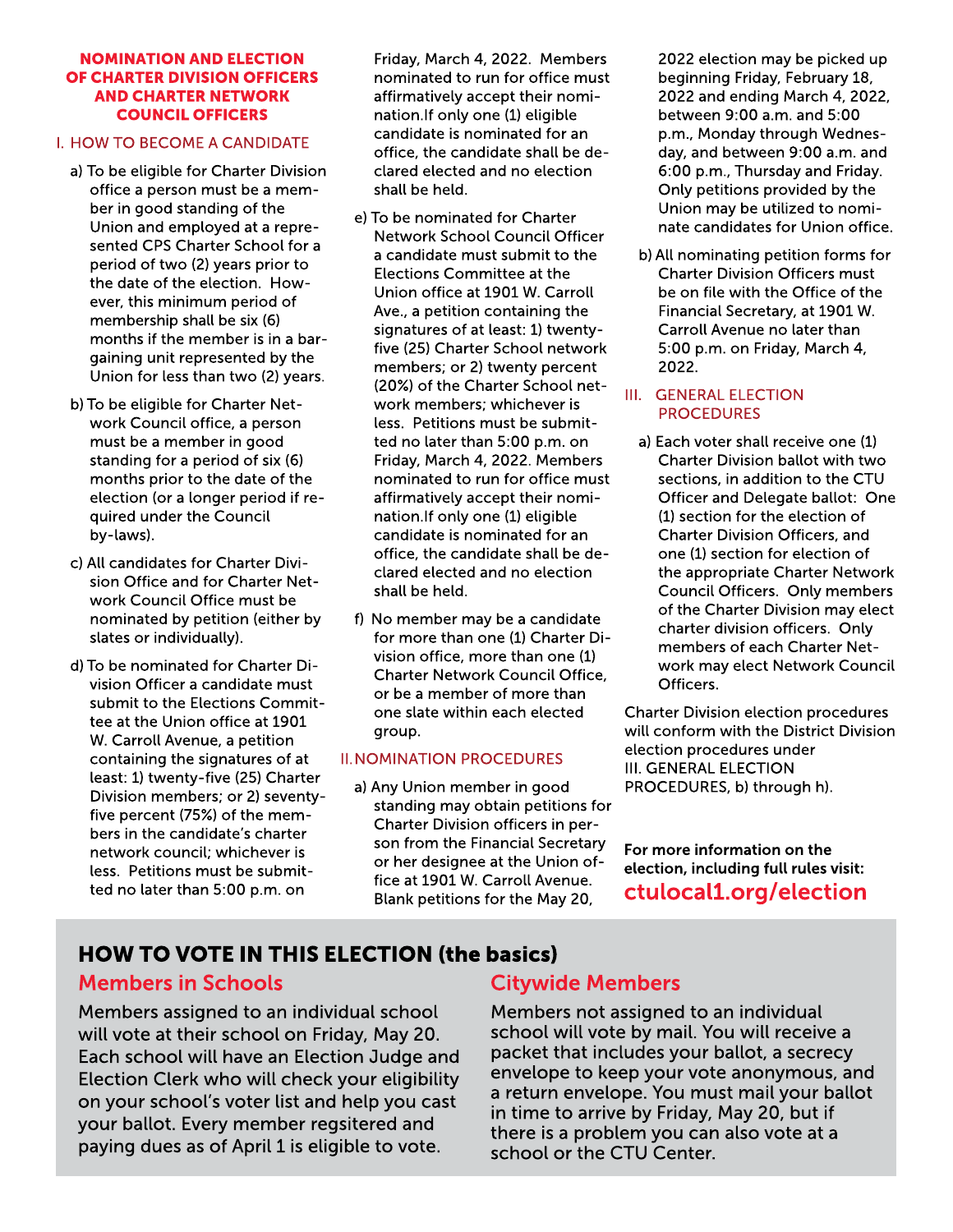## NOMINATION AND ELECTION OF CHARTER DIVISION OFFICERS AND CHARTER NETWORK COUNCIL OFFICERS

### I. HOW TO BECOME A CANDIDATE

a) To be eligible for Charter Division office a person must be a member in good standing of the Union and employed at a represented CPS Charter School for a period of two (2) years prior to the date of the election. However, this minimum period of membership shall be six (6) months if the member is in a bargaining unit represented by the Union for less than two (2) years.

b) To be eligible for Charter Network Council office, a person must be a member in good standing for a period of six (6) months prior to the date of the election (or a longer period if required under the Council by-laws).

c) All candidates for Charter Division Office and for Charter Network Council Office must be nominated by petition (either by slates or individually).

d) To be nominated for Charter Division Officer a candidate must submit to the Elections Committee at the Union office at 1901 W. Carroll Avenue, a petition containing the signatures of at least: 1) twenty-five (25) Charter Division members; or 2) seventy-five percent (75%) of the members in the candidate's charter network council; whichever is less. Petitions must be submitted no later than 5:00 p.m. on Friday, March 4, 2022. Members nominated to run for office must affirmatively accept their nomination.If only one (1) eligible candidate is nominated for an office, the candidate shall be declared elected and no election shall be held.

e) To be nominated for Charter Network School Council Officer a candidate must submit to the Elections Committee at the Union office at 1901 W. Carroll Ave., a petition containing the signatures of at least: 1) twenty-five (25) Charter School network members; or 2) twenty percent (20%) of the Charter School network members; whichever is less. Petitions must be submitted no later than 5:00 p.m. on Friday, March 4, 2022. Members nominated to run for office must affirmatively accept their nomination.If only one (1) eligible candidate is nominated for an office, the candidate shall be declared elected and no election shall be held.

f) No member may be a candidate for more than one (1) Charter Division office, more than one (1) Charter Network Council Office, or be a member of more than one slate within each elected group.

### II. NOMINATION PROCEDURES

a) Any Union member in good standing may obtain petitions for Charter Division officers in person from the Financial Secretary or her designee at the Union office at 1901 W. Carroll Avenue. Blank petitions for the May 20, 2022 election may be picked up beginning Friday, February 18, 2022 and ending March 4, 2022, between 9:00 a.m. and 5:00 p.m., Monday through Wednesday, and between 9:00 a.m. and 6:00 p.m., Thursday and Friday. Only petitions provided by the Union may be utilized to nominate candidates for Union office.

b) All nominating petition forms for Charter Division Officers must be on file with the Office of the Financial Secretary, at 1901 W. Carroll Avenue no later than 5:00 p.m. on Friday, March 4, 2022.

### III. GENERAL ELECTION PROCEDURES

a) Each voter shall receive one (1) Charter Division ballot with two sections, in addition to the CTU Officer and Delegate ballot: One (1) section for the election of Charter Division Officers, and one (1) section for election of the appropriate Charter Network Council Officers. Only members of the Charter Division may elect charter division officers. Only members of each Charter Network may elect Network Council Officers.

Charter Division election procedures will conform with the District Division election procedures under III. GENERAL ELECTION PROCEDURES, b) through h).

**For more information on the election, including full rules visit:**
**ctulocal1.org/election**

## HOW TO VOTE IN THIS ELECTION (the basics)

### Members in Schools

Members assigned to an individual school will vote at their school on Friday, May 20. Each school will have an Election Judge and Election Clerk who will check your eligibility on your school's voter list and help you cast your ballot. Every member regsitered and paying dues as of April 1 is eligible to vote.

### Citywide Members

Members not assigned to an individual school will vote by mail. You will receive a packet that includes your ballot, a secrecy envelope to keep your vote anonymous, and a return envelope. You must mail your ballot in time to arrive by Friday, May 20, but if there is a problem you can also vote at a school or the CTU Center.